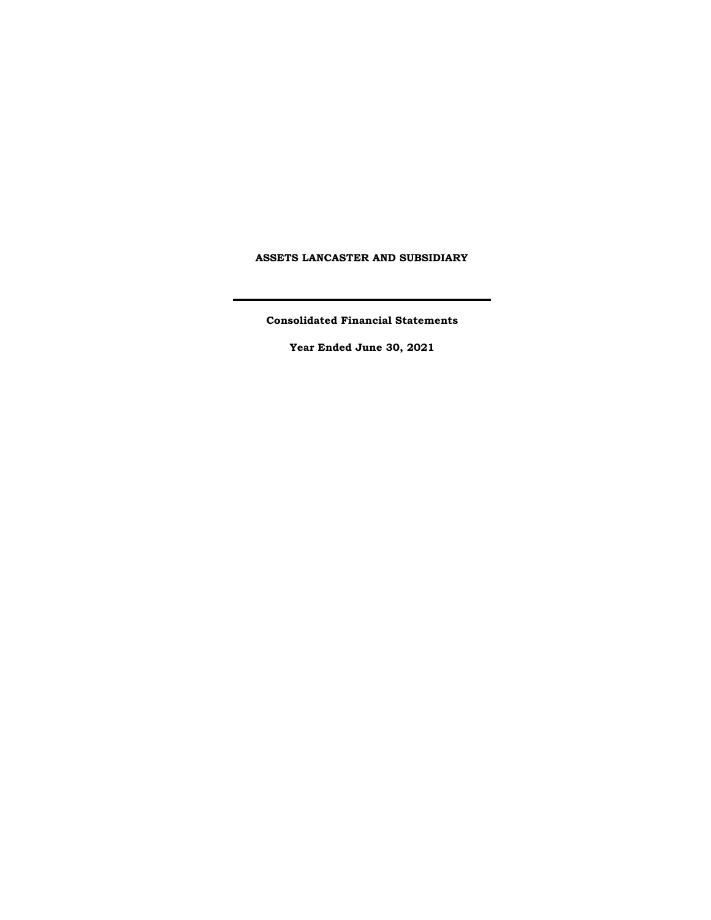**ASSETS LANCASTER AND SUBSIDIARY**

---

**Consolidated Financial Statements**

**Year Ended June 30, 2021**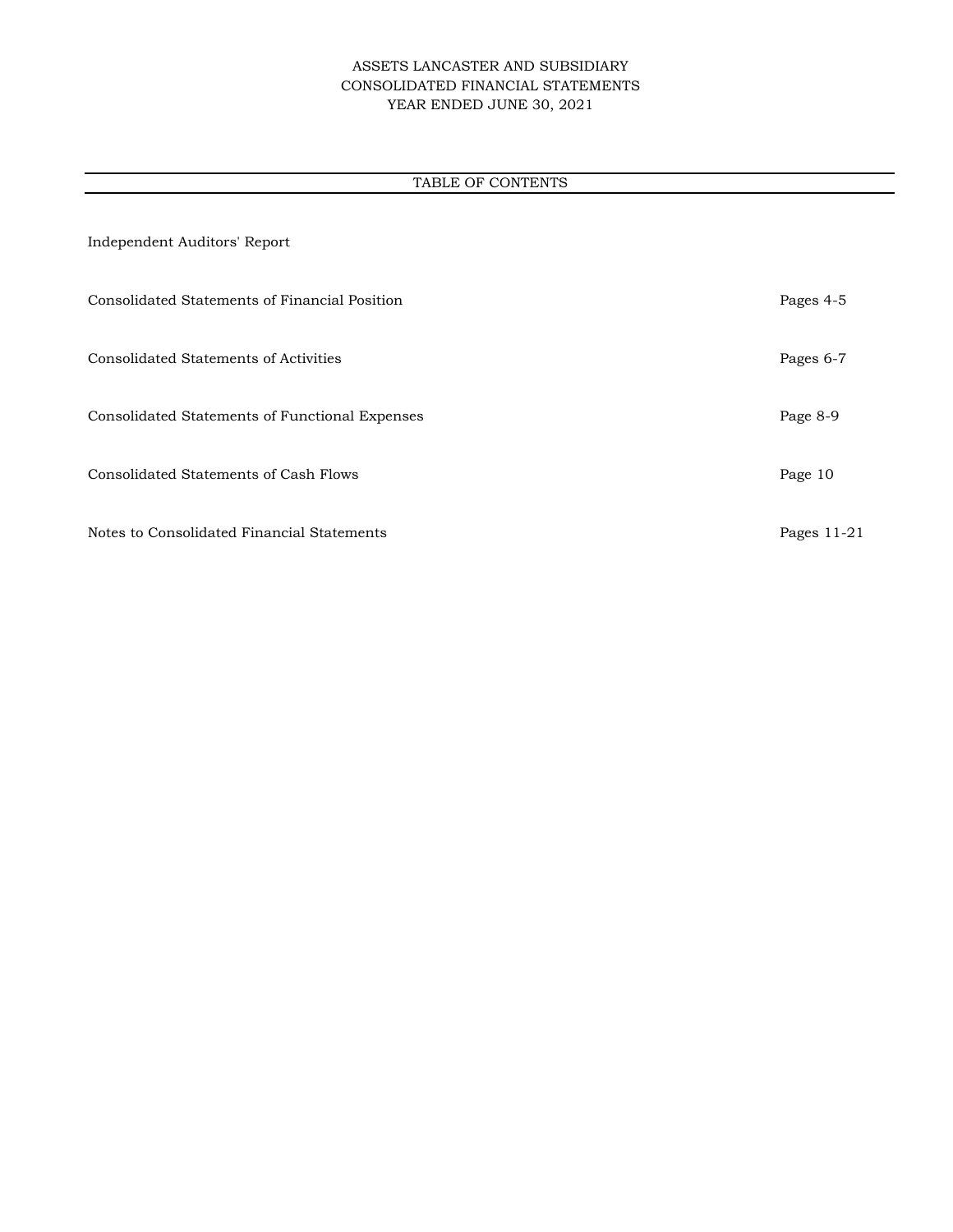ASSETS LANCASTER AND SUBSIDIARY
CONSOLIDATED FINANCIAL STATEMENTS
YEAR ENDED JUNE 30, 2021

## TABLE OF CONTENTS

| | |
|---|---|
| Independent Auditors' Report | |
| Consolidated Statements of Financial Position | Pages 4-5 |
| Consolidated Statements of Activities | Pages 6-7 |
| Consolidated Statements of Functional Expenses | Page 8-9 |
| Consolidated Statements of Cash Flows | Page 10 |
| Notes to Consolidated Financial Statements | Pages 11-21 |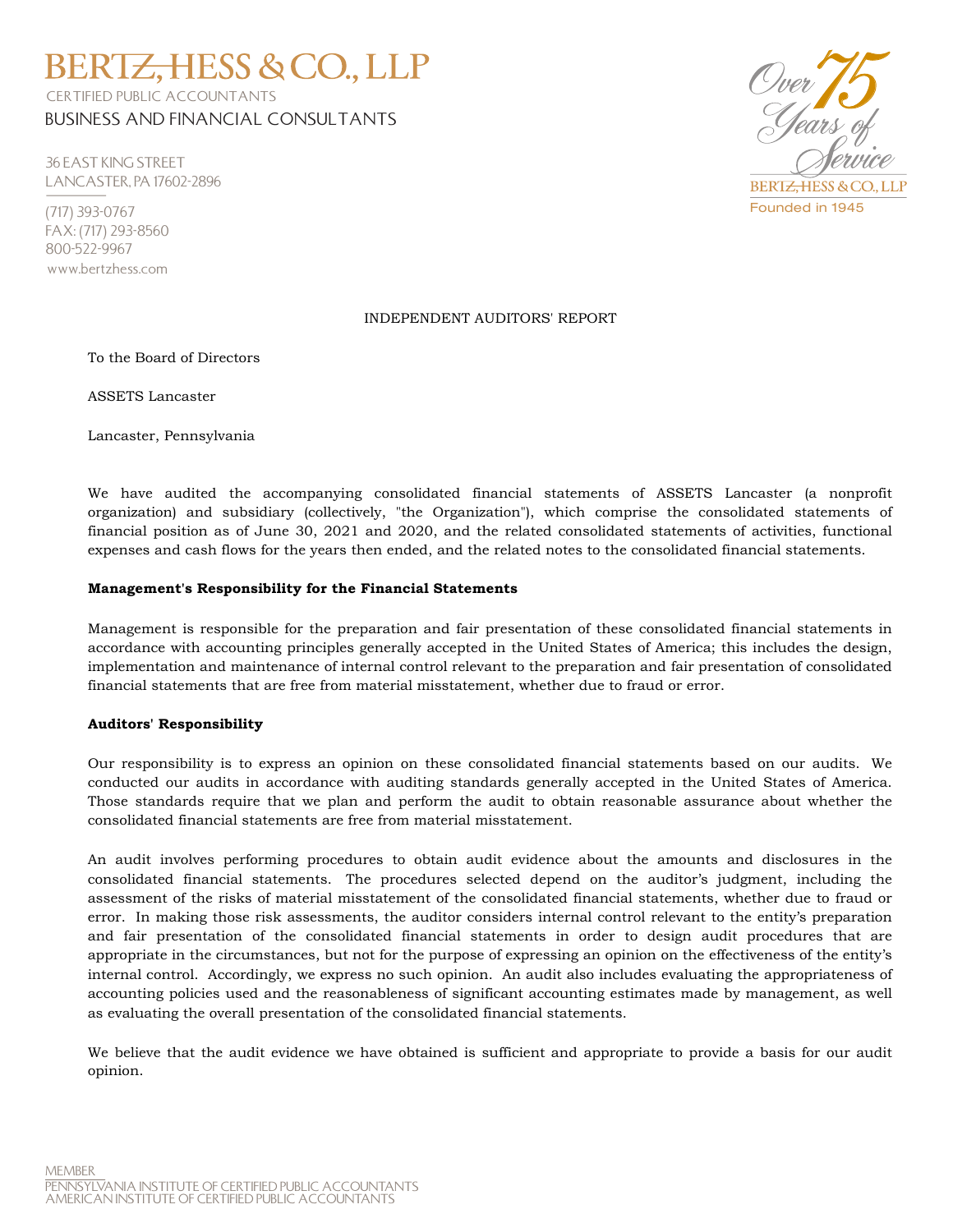# BERTZ, HESS & CO., LLP

CERTIFIED PUBLIC ACCOUNTANTS

BUSINESS AND FINANCIAL CONSULTANTS

36 EAST KING STREET
LANCASTER, PA 17602-2896

(717) 393-0767
FAX: (717) 293-8560
800-522-9967
www.bertzhess.com

Over 75 Years of Service
BERTZ, HESS & CO., LLP
Founded in 1945

INDEPENDENT AUDITORS' REPORT

To the Board of Directors

ASSETS Lancaster

Lancaster, Pennsylvania

We have audited the accompanying consolidated financial statements of ASSETS Lancaster (a nonprofit organization) and subsidiary (collectively, "the Organization"), which comprise the consolidated statements of financial position as of June 30, 2021 and 2020, and the related consolidated statements of activities, functional expenses and cash flows for the years then ended, and the related notes to the consolidated financial statements.

**Management's Responsibility for the Financial Statements**

Management is responsible for the preparation and fair presentation of these consolidated financial statements in accordance with accounting principles generally accepted in the United States of America; this includes the design, implementation and maintenance of internal control relevant to the preparation and fair presentation of consolidated financial statements that are free from material misstatement, whether due to fraud or error.

**Auditors' Responsibility**

Our responsibility is to express an opinion on these consolidated financial statements based on our audits. We conducted our audits in accordance with auditing standards generally accepted in the United States of America. Those standards require that we plan and perform the audit to obtain reasonable assurance about whether the consolidated financial statements are free from material misstatement.

An audit involves performing procedures to obtain audit evidence about the amounts and disclosures in the consolidated financial statements. The procedures selected depend on the auditor's judgment, including the assessment of the risks of material misstatement of the consolidated financial statements, whether due to fraud or error. In making those risk assessments, the auditor considers internal control relevant to the entity's preparation and fair presentation of the consolidated financial statements in order to design audit procedures that are appropriate in the circumstances, but not for the purpose of expressing an opinion on the effectiveness of the entity's internal control. Accordingly, we express no such opinion. An audit also includes evaluating the appropriateness of accounting policies used and the reasonableness of significant accounting estimates made by management, as well as evaluating the overall presentation of the consolidated financial statements.

We believe that the audit evidence we have obtained is sufficient and appropriate to provide a basis for our audit opinion.

MEMBER
PENNSYLVANIA INSTITUTE OF CERTIFIED PUBLIC ACCOUNTANTS
AMERICAN INSTITUTE OF CERTIFIED PUBLIC ACCOUNTANTS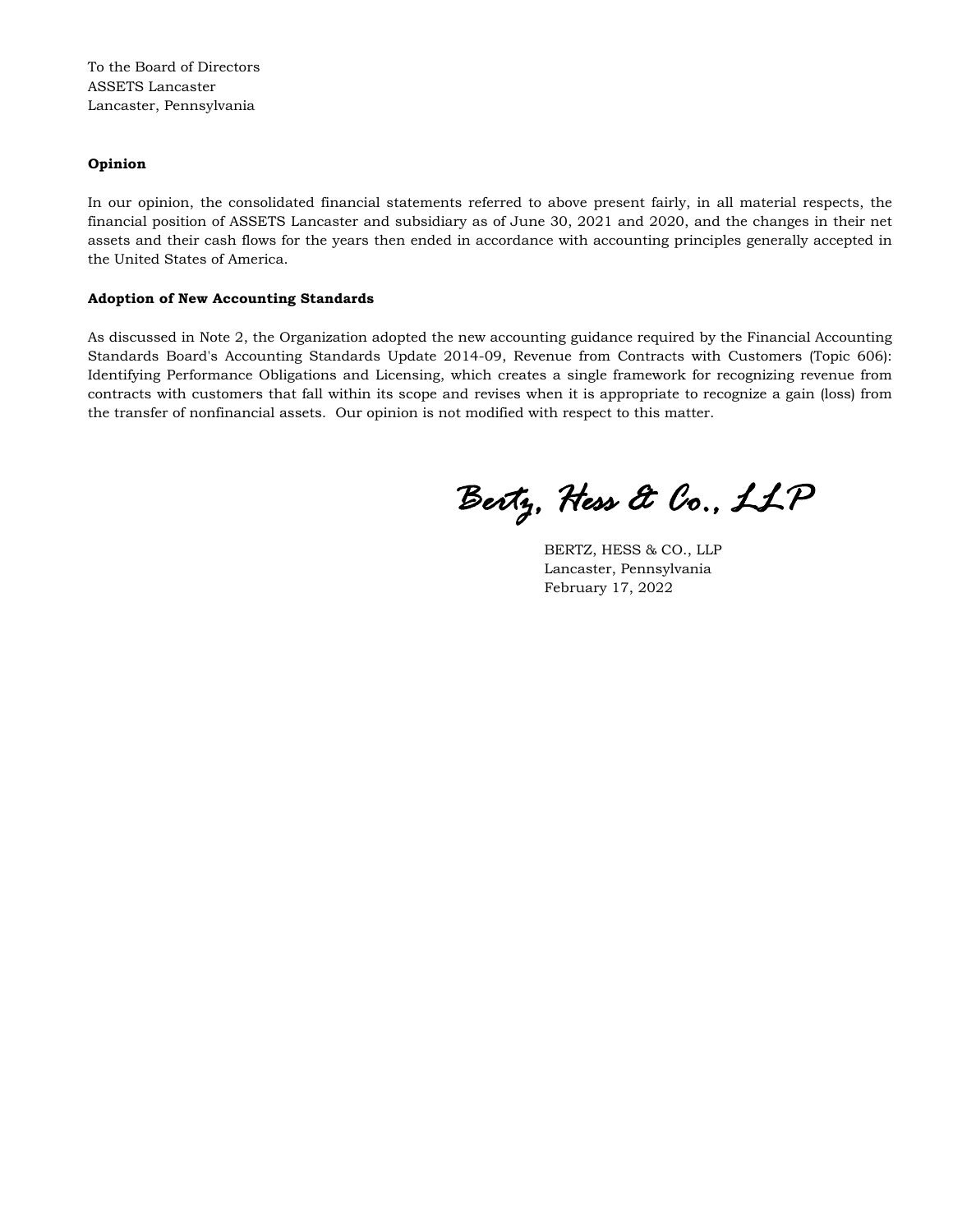To the Board of Directors
ASSETS Lancaster
Lancaster, Pennsylvania

**Opinion**

In our opinion, the consolidated financial statements referred to above present fairly, in all material respects, the financial position of ASSETS Lancaster and subsidiary as of June 30, 2021 and 2020, and the changes in their net assets and their cash flows for the years then ended in accordance with accounting principles generally accepted in the United States of America.

**Adoption of New Accounting Standards**

As discussed in Note 2, the Organization adopted the new accounting guidance required by the Financial Accounting Standards Board's Accounting Standards Update 2014-09, Revenue from Contracts with Customers (Topic 606): Identifying Performance Obligations and Licensing, which creates a single framework for recognizing revenue from contracts with customers that fall within its scope and revises when it is appropriate to recognize a gain (loss) from the transfer of nonfinancial assets. Our opinion is not modified with respect to this matter.

*Bertz, Hess & Co., LLP*

BERTZ, HESS & CO., LLP
Lancaster, Pennsylvania
February 17, 2022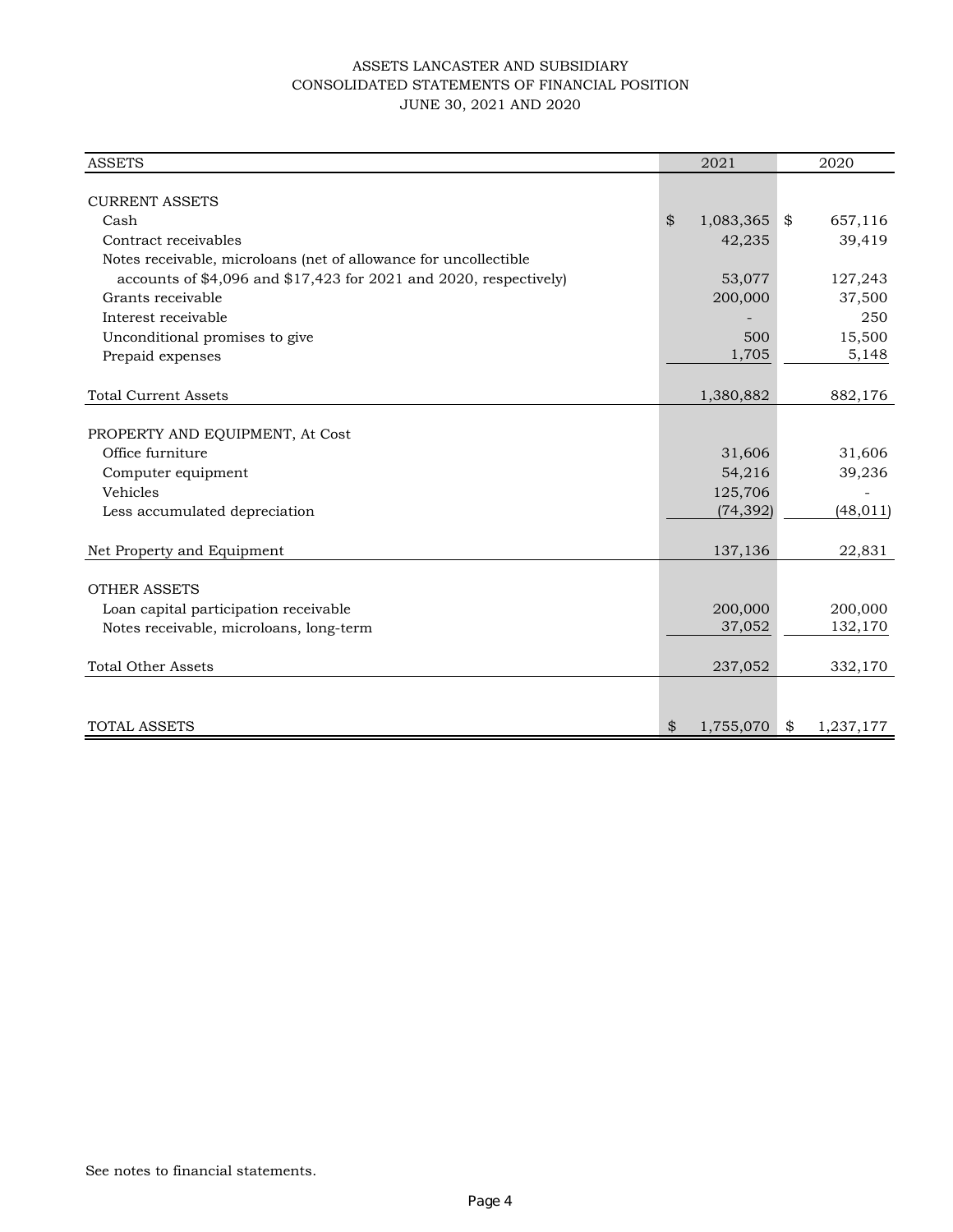# ASSETS LANCASTER AND SUBSIDIARY
## CONSOLIDATED STATEMENTS OF FINANCIAL POSITION
### JUNE 30, 2021 AND 2020

| ASSETS | 2021 | 2020 |
|---|---|---|
| **CURRENT ASSETS** | | |
| Cash | $ 1,083,365 | $ 657,116 |
| Contract receivables | 42,235 | 39,419 |
| Notes receivable, microloans (net of allowance for uncollectible accounts of $4,096 and $17,423 for 2021 and 2020, respectively) | 53,077 | 127,243 |
| Grants receivable | 200,000 | 37,500 |
| Interest receivable | - | 250 |
| Unconditional promises to give | 500 | 15,500 |
| Prepaid expenses | 1,705 | 5,148 |
| Total Current Assets | 1,380,882 | 882,176 |
| **PROPERTY AND EQUIPMENT, At Cost** | | |
| Office furniture | 31,606 | 31,606 |
| Computer equipment | 54,216 | 39,236 |
| Vehicles | 125,706 | - |
| Less accumulated depreciation | (74,392) | (48,011) |
| Net Property and Equipment | 137,136 | 22,831 |
| **OTHER ASSETS** | | |
| Loan capital participation receivable | 200,000 | 200,000 |
| Notes receivable, microloans, long-term | 37,052 | 132,170 |
| Total Other Assets | 237,052 | 332,170 |
| TOTAL ASSETS | $ 1,755,070 | $ 1,237,177 |

See notes to financial statements.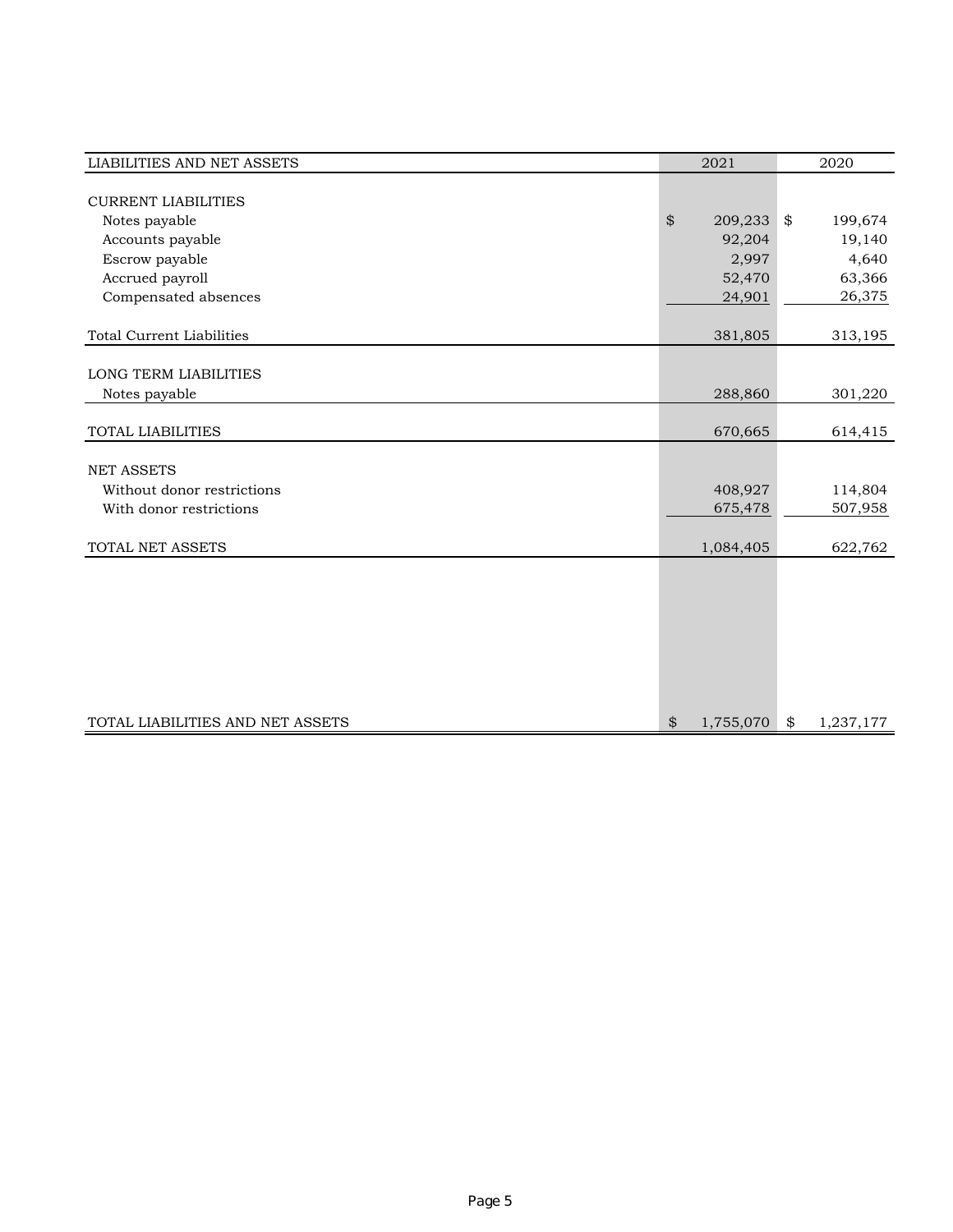| LIABILITIES AND NET ASSETS | 2021 | 2020 |
|---|---|---|
| CURRENT LIABILITIES | | |
| Notes payable | $ 209,233 | $ 199,674 |
| Accounts payable | 92,204 | 19,140 |
| Escrow payable | 2,997 | 4,640 |
| Accrued payroll | 52,470 | 63,366 |
| Compensated absences | 24,901 | 26,375 |
| Total Current Liabilities | 381,805 | 313,195 |
| LONG TERM LIABILITIES | | |
| Notes payable | 288,860 | 301,220 |
| TOTAL LIABILITIES | 670,665 | 614,415 |
| NET ASSETS | | |
| Without donor restrictions | 408,927 | 114,804 |
| With donor restrictions | 675,478 | 507,958 |
| TOTAL NET ASSETS | 1,084,405 | 622,762 |
| TOTAL LIABILITIES AND NET ASSETS | $ 1,755,070 | $ 1,237,177 |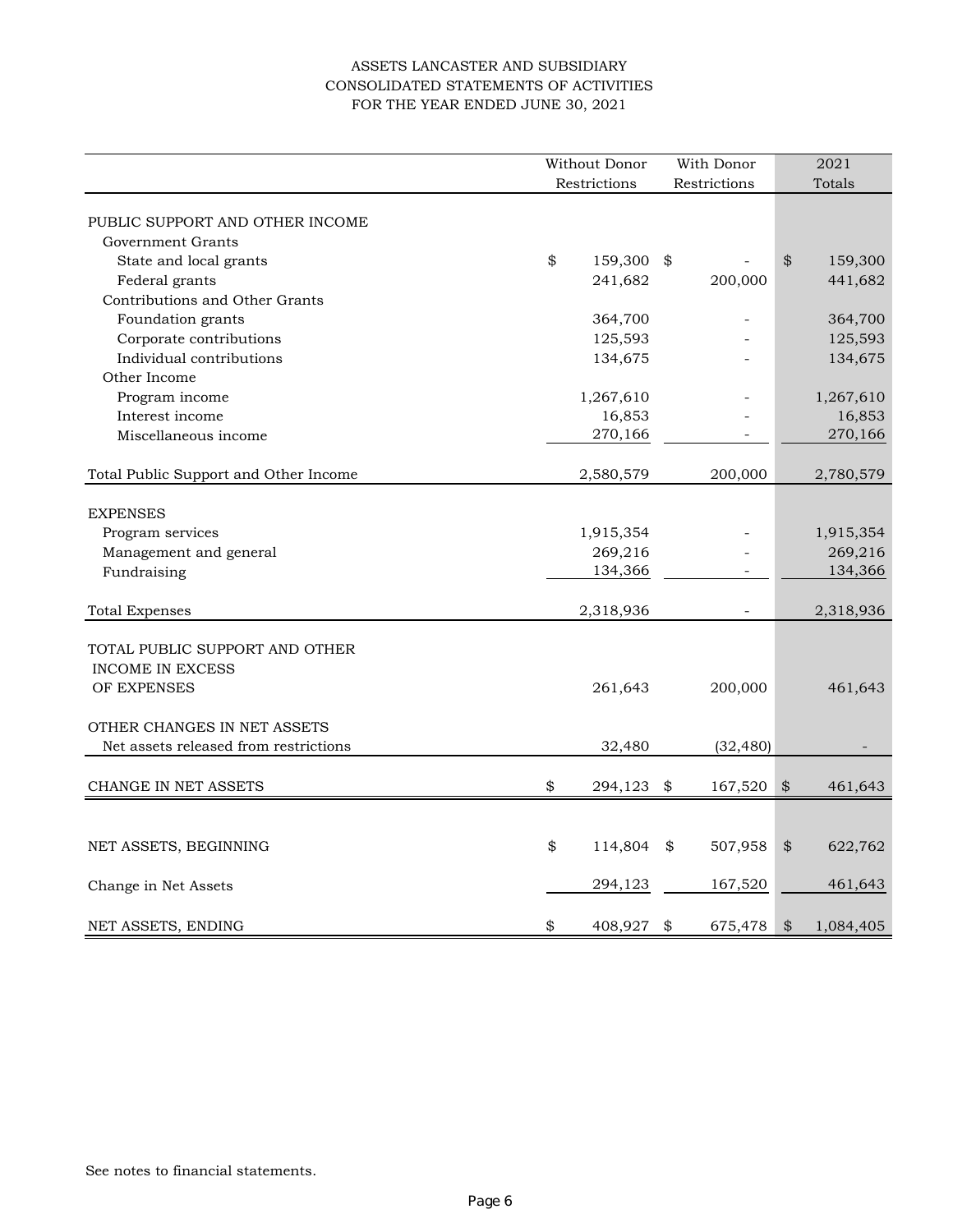# ASSETS LANCASTER AND SUBSIDIARY
## CONSOLIDATED STATEMENTS OF ACTIVITIES
### FOR THE YEAR ENDED JUNE 30, 2021

| | Without Donor Restrictions | With Donor Restrictions | 2021 Totals |
|---|---|---|---|
| PUBLIC SUPPORT AND OTHER INCOME | | | |
| Government Grants | | | |
| State and local grants | $ 159,300 | $ - | $ 159,300 |
| Federal grants | 241,682 | 200,000 | 441,682 |
| Contributions and Other Grants | | | |
| Foundation grants | 364,700 | - | 364,700 |
| Corporate contributions | 125,593 | - | 125,593 |
| Individual contributions | 134,675 | - | 134,675 |
| Other Income | | | |
| Program income | 1,267,610 | - | 1,267,610 |
| Interest income | 16,853 | - | 16,853 |
| Miscellaneous income | 270,166 | - | 270,166 |
| Total Public Support and Other Income | 2,580,579 | 200,000 | 2,780,579 |
| EXPENSES | | | |
| Program services | 1,915,354 | - | 1,915,354 |
| Management and general | 269,216 | - | 269,216 |
| Fundraising | 134,366 | - | 134,366 |
| Total Expenses | 2,318,936 | - | 2,318,936 |
| TOTAL PUBLIC SUPPORT AND OTHER INCOME IN EXCESS OF EXPENSES | 261,643 | 200,000 | 461,643 |
| OTHER CHANGES IN NET ASSETS | | | |
| Net assets released from restrictions | 32,480 | (32,480) | - |
| CHANGE IN NET ASSETS | $ 294,123 | $ 167,520 | $ 461,643 |
| NET ASSETS, BEGINNING | $ 114,804 | $ 507,958 | $ 622,762 |
| Change in Net Assets | 294,123 | 167,520 | 461,643 |
| NET ASSETS, ENDING | $ 408,927 | $ 675,478 | $ 1,084,405 |

See notes to financial statements.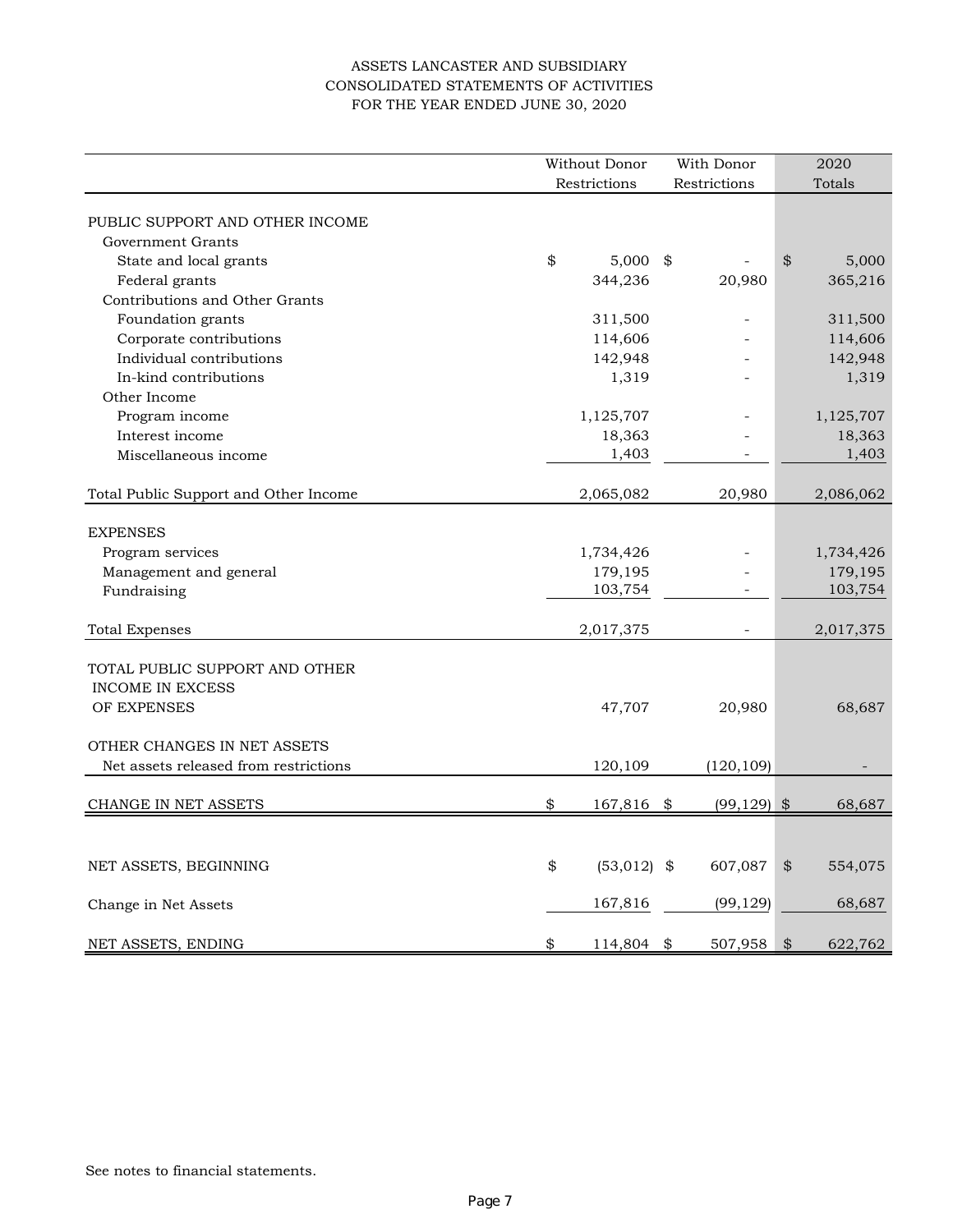ASSETS LANCASTER AND SUBSIDIARY
CONSOLIDATED STATEMENTS OF ACTIVITIES
FOR THE YEAR ENDED JUNE 30, 2020

| | Without Donor Restrictions | With Donor Restrictions | 2020 Totals |
|---|---|---|---|
| PUBLIC SUPPORT AND OTHER INCOME | | | |
| Government Grants | | | |
| State and local grants | $ 5,000 | $ - | $ 5,000 |
| Federal grants | 344,236 | 20,980 | 365,216 |
| Contributions and Other Grants | | | |
| Foundation grants | 311,500 | - | 311,500 |
| Corporate contributions | 114,606 | - | 114,606 |
| Individual contributions | 142,948 | - | 142,948 |
| In-kind contributions | 1,319 | - | 1,319 |
| Other Income | | | |
| Program income | 1,125,707 | - | 1,125,707 |
| Interest income | 18,363 | - | 18,363 |
| Miscellaneous income | 1,403 | - | 1,403 |
| Total Public Support and Other Income | 2,065,082 | 20,980 | 2,086,062 |
| EXPENSES | | | |
| Program services | 1,734,426 | - | 1,734,426 |
| Management and general | 179,195 | - | 179,195 |
| Fundraising | 103,754 | - | 103,754 |
| Total Expenses | 2,017,375 | - | 2,017,375 |
| TOTAL PUBLIC SUPPORT AND OTHER INCOME IN EXCESS OF EXPENSES | 47,707 | 20,980 | 68,687 |
| OTHER CHANGES IN NET ASSETS | | | |
| Net assets released from restrictions | 120,109 | (120,109) | - |
| CHANGE IN NET ASSETS | $ 167,816 | $ (99,129) | $ 68,687 |
| NET ASSETS, BEGINNING | $ (53,012) | $ 607,087 | $ 554,075 |
| Change in Net Assets | 167,816 | (99,129) | 68,687 |
| NET ASSETS, ENDING | $ 114,804 | $ 507,958 | $ 622,762 |

See notes to financial statements.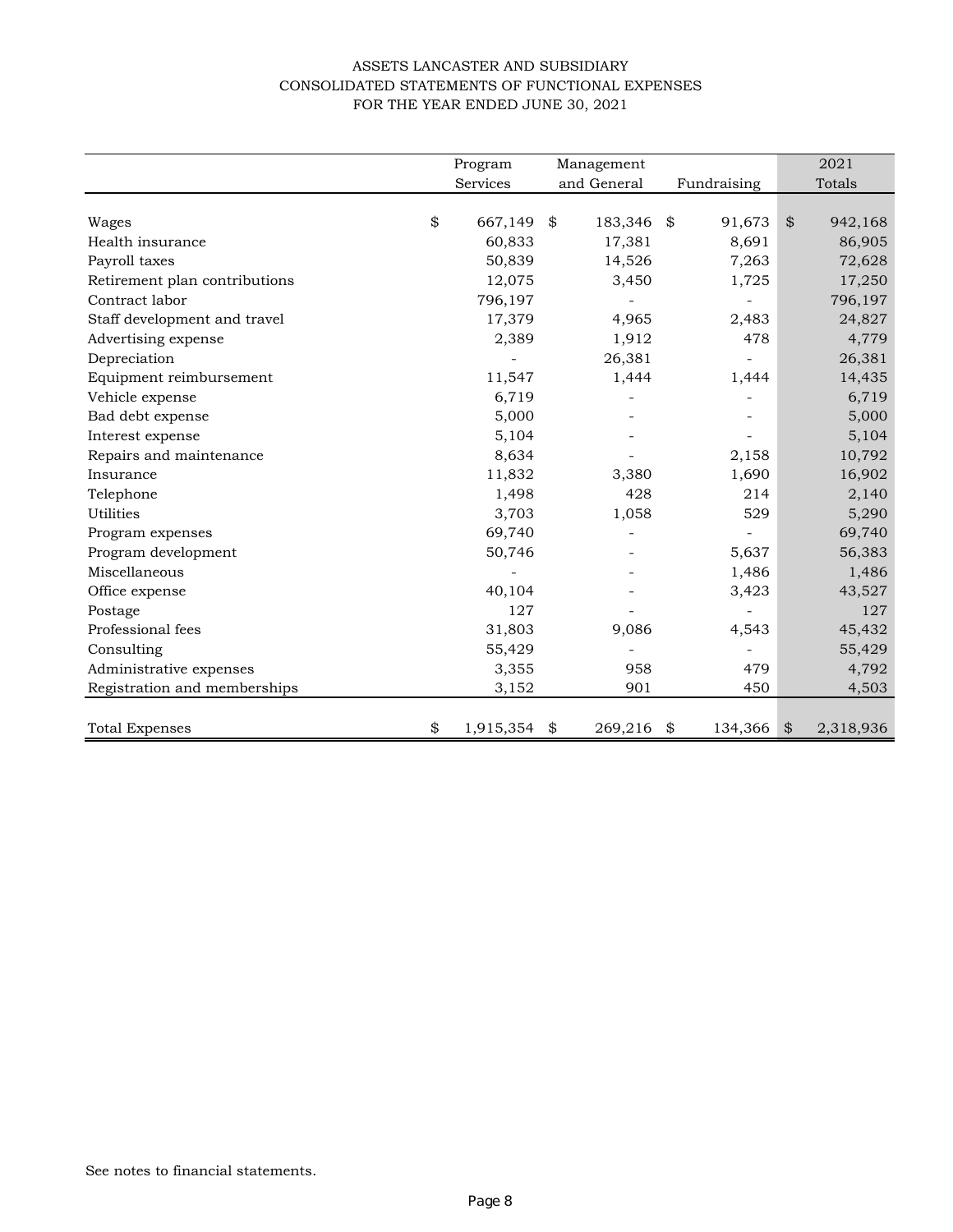ASSETS LANCASTER AND SUBSIDIARY
CONSOLIDATED STATEMENTS OF FUNCTIONAL EXPENSES
FOR THE YEAR ENDED JUNE 30, 2021

| | Program Services | Management and General | Fundraising | 2021 Totals |
|---|---|---|---|---|
| Wages | $ 667,149 | $ 183,346 | $ 91,673 | $ 942,168 |
| Health insurance | 60,833 | 17,381 | 8,691 | 86,905 |
| Payroll taxes | 50,839 | 14,526 | 7,263 | 72,628 |
| Retirement plan contributions | 12,075 | 3,450 | 1,725 | 17,250 |
| Contract labor | 796,197 | - | - | 796,197 |
| Staff development and travel | 17,379 | 4,965 | 2,483 | 24,827 |
| Advertising expense | 2,389 | 1,912 | 478 | 4,779 |
| Depreciation | - | 26,381 | - | 26,381 |
| Equipment reimbursement | 11,547 | 1,444 | 1,444 | 14,435 |
| Vehicle expense | 6,719 | - | - | 6,719 |
| Bad debt expense | 5,000 | - | - | 5,000 |
| Interest expense | 5,104 | - | - | 5,104 |
| Repairs and maintenance | 8,634 | - | 2,158 | 10,792 |
| Insurance | 11,832 | 3,380 | 1,690 | 16,902 |
| Telephone | 1,498 | 428 | 214 | 2,140 |
| Utilities | 3,703 | 1,058 | 529 | 5,290 |
| Program expenses | 69,740 | - | - | 69,740 |
| Program development | 50,746 | - | 5,637 | 56,383 |
| Miscellaneous | - | - | 1,486 | 1,486 |
| Office expense | 40,104 | - | 3,423 | 43,527 |
| Postage | 127 | - | - | 127 |
| Professional fees | 31,803 | 9,086 | 4,543 | 45,432 |
| Consulting | 55,429 | - | - | 55,429 |
| Administrative expenses | 3,355 | 958 | 479 | 4,792 |
| Registration and memberships | 3,152 | 901 | 450 | 4,503 |
| Total Expenses | $ 1,915,354 | $ 269,216 | $ 134,366 | $ 2,318,936 |

See notes to financial statements.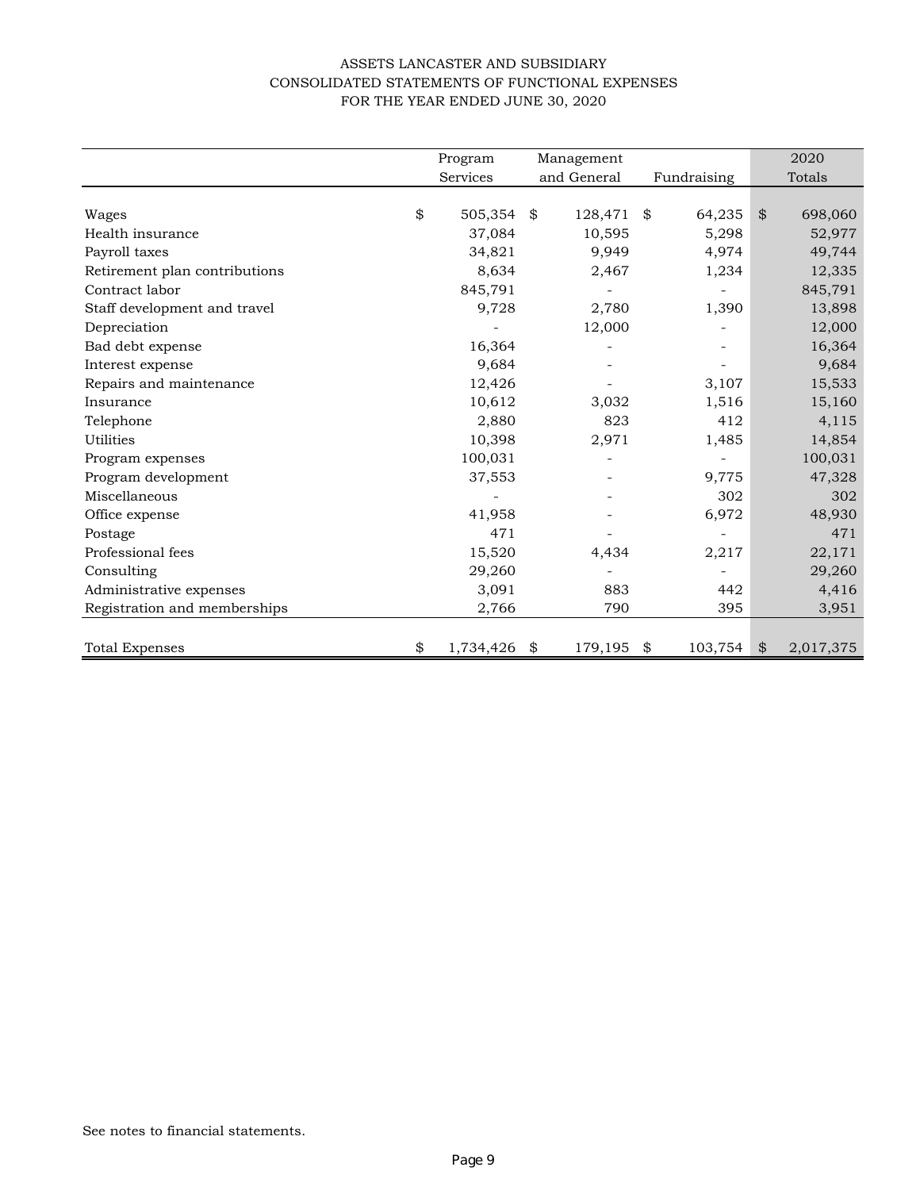ASSETS LANCASTER AND SUBSIDIARY
CONSOLIDATED STATEMENTS OF FUNCTIONAL EXPENSES
FOR THE YEAR ENDED JUNE 30, 2020

| | Program Services | Management and General | Fundraising | 2020 Totals |
|---|---|---|---|---|
| Wages | $ 505,354 | $ 128,471 | $ 64,235 | $ 698,060 |
| Health insurance | 37,084 | 10,595 | 5,298 | 52,977 |
| Payroll taxes | 34,821 | 9,949 | 4,974 | 49,744 |
| Retirement plan contributions | 8,634 | 2,467 | 1,234 | 12,335 |
| Contract labor | 845,791 | - | - | 845,791 |
| Staff development and travel | 9,728 | 2,780 | 1,390 | 13,898 |
| Depreciation | - | 12,000 | - | 12,000 |
| Bad debt expense | 16,364 | - | - | 16,364 |
| Interest expense | 9,684 | - | - | 9,684 |
| Repairs and maintenance | 12,426 | - | 3,107 | 15,533 |
| Insurance | 10,612 | 3,032 | 1,516 | 15,160 |
| Telephone | 2,880 | 823 | 412 | 4,115 |
| Utilities | 10,398 | 2,971 | 1,485 | 14,854 |
| Program expenses | 100,031 | - | - | 100,031 |
| Program development | 37,553 | - | 9,775 | 47,328 |
| Miscellaneous | - | - | 302 | 302 |
| Office expense | 41,958 | - | 6,972 | 48,930 |
| Postage | 471 | - | - | 471 |
| Professional fees | 15,520 | 4,434 | 2,217 | 22,171 |
| Consulting | 29,260 | - | - | 29,260 |
| Administrative expenses | 3,091 | 883 | 442 | 4,416 |
| Registration and memberships | 2,766 | 790 | 395 | 3,951 |
| Total Expenses | $ 1,734,426 | $ 179,195 | $ 103,754 | $ 2,017,375 |

See notes to financial statements.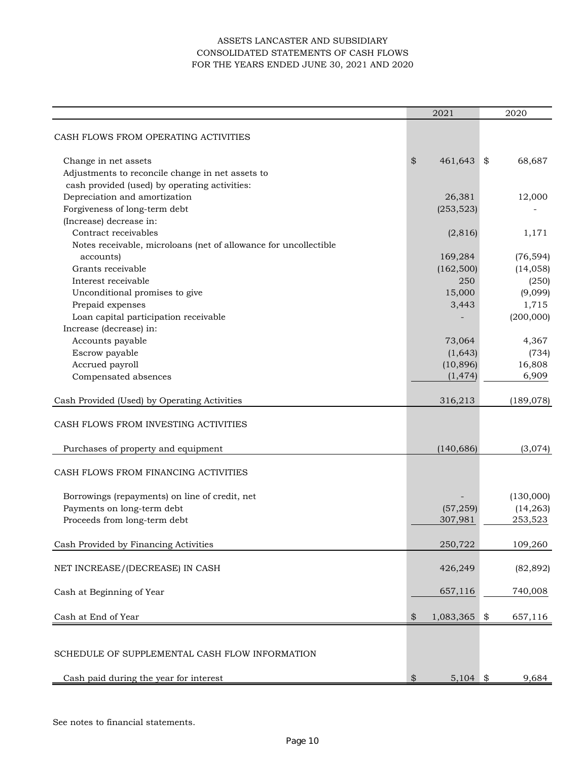ASSETS LANCASTER AND SUBSIDIARY
CONSOLIDATED STATEMENTS OF CASH FLOWS
FOR THE YEARS ENDED JUNE 30, 2021 AND 2020

| | 2021 | 2020 |
|---|---|---|
| CASH FLOWS FROM OPERATING ACTIVITIES | | |
| Change in net assets | $ 461,643 | $ 68,687 |
| Adjustments to reconcile change in net assets to cash provided (used) by operating activities: | | |
| Depreciation and amortization | 26,381 | 12,000 |
| Forgiveness of long-term debt | (253,523) | - |
| (Increase) decrease in: | | |
| Contract receivables | (2,816) | 1,171 |
| Notes receivable, microloans (net of allowance for uncollectible accounts) | 169,284 | (76,594) |
| Grants receivable | (162,500) | (14,058) |
| Interest receivable | 250 | (250) |
| Unconditional promises to give | 15,000 | (9,099) |
| Prepaid expenses | 3,443 | 1,715 |
| Loan capital participation receivable | - | (200,000) |
| Increase (decrease) in: | | |
| Accounts payable | 73,064 | 4,367 |
| Escrow payable | (1,643) | (734) |
| Accrued payroll | (10,896) | 16,808 |
| Compensated absences | (1,474) | 6,909 |
| Cash Provided (Used) by Operating Activities | 316,213 | (189,078) |
| CASH FLOWS FROM INVESTING ACTIVITIES | | |
| Purchases of property and equipment | (140,686) | (3,074) |
| CASH FLOWS FROM FINANCING ACTIVITIES | | |
| Borrowings (repayments) on line of credit, net | - | (130,000) |
| Payments on long-term debt | (57,259) | (14,263) |
| Proceeds from long-term debt | 307,981 | 253,523 |
| Cash Provided by Financing Activities | 250,722 | 109,260 |
| NET INCREASE/(DECREASE) IN CASH | 426,249 | (82,892) |
| Cash at Beginning of Year | 657,116 | 740,008 |
| Cash at End of Year | $ 1,083,365 | $ 657,116 |
| SCHEDULE OF SUPPLEMENTAL CASH FLOW INFORMATION | | |
| Cash paid during the year for interest | $ 5,104 | $ 9,684 |

See notes to financial statements.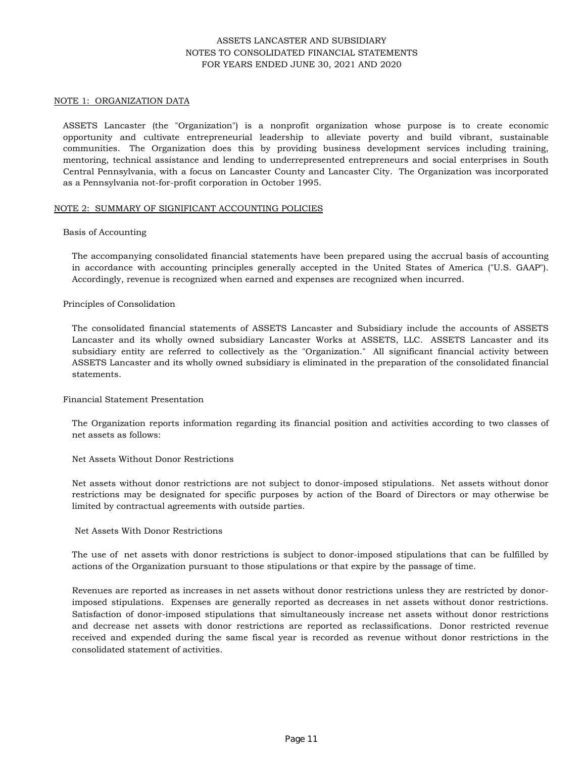ASSETS LANCASTER AND SUBSIDIARY
NOTES TO CONSOLIDATED FINANCIAL STATEMENTS
FOR YEARS ENDED JUNE 30, 2021 AND 2020

## NOTE 1: ORGANIZATION DATA

ASSETS Lancaster (the "Organization") is a nonprofit organization whose purpose is to create economic opportunity and cultivate entrepreneurial leadership to alleviate poverty and build vibrant, sustainable communities. The Organization does this by providing business development services including training, mentoring, technical assistance and lending to underrepresented entrepreneurs and social enterprises in South Central Pennsylvania, with a focus on Lancaster County and Lancaster City. The Organization was incorporated as a Pennsylvania not-for-profit corporation in October 1995.

## NOTE 2: SUMMARY OF SIGNIFICANT ACCOUNTING POLICIES

### Basis of Accounting

The accompanying consolidated financial statements have been prepared using the accrual basis of accounting in accordance with accounting principles generally accepted in the United States of America ("U.S. GAAP"). Accordingly, revenue is recognized when earned and expenses are recognized when incurred.

### Principles of Consolidation

The consolidated financial statements of ASSETS Lancaster and Subsidiary include the accounts of ASSETS Lancaster and its wholly owned subsidiary Lancaster Works at ASSETS, LLC. ASSETS Lancaster and its subsidiary entity are referred to collectively as the "Organization." All significant financial activity between ASSETS Lancaster and its wholly owned subsidiary is eliminated in the preparation of the consolidated financial statements.

### Financial Statement Presentation

The Organization reports information regarding its financial position and activities according to two classes of net assets as follows:

Net Assets Without Donor Restrictions

Net assets without donor restrictions are not subject to donor-imposed stipulations. Net assets without donor restrictions may be designated for specific purposes by action of the Board of Directors or may otherwise be limited by contractual agreements with outside parties.

Net Assets With Donor Restrictions

The use of net assets with donor restrictions is subject to donor-imposed stipulations that can be fulfilled by actions of the Organization pursuant to those stipulations or that expire by the passage of time.

Revenues are reported as increases in net assets without donor restrictions unless they are restricted by donor-imposed stipulations. Expenses are generally reported as decreases in net assets without donor restrictions. Satisfaction of donor-imposed stipulations that simultaneously increase net assets without donor restrictions and decrease net assets with donor restrictions are reported as reclassifications. Donor restricted revenue received and expended during the same fiscal year is recorded as revenue without donor restrictions in the consolidated statement of activities.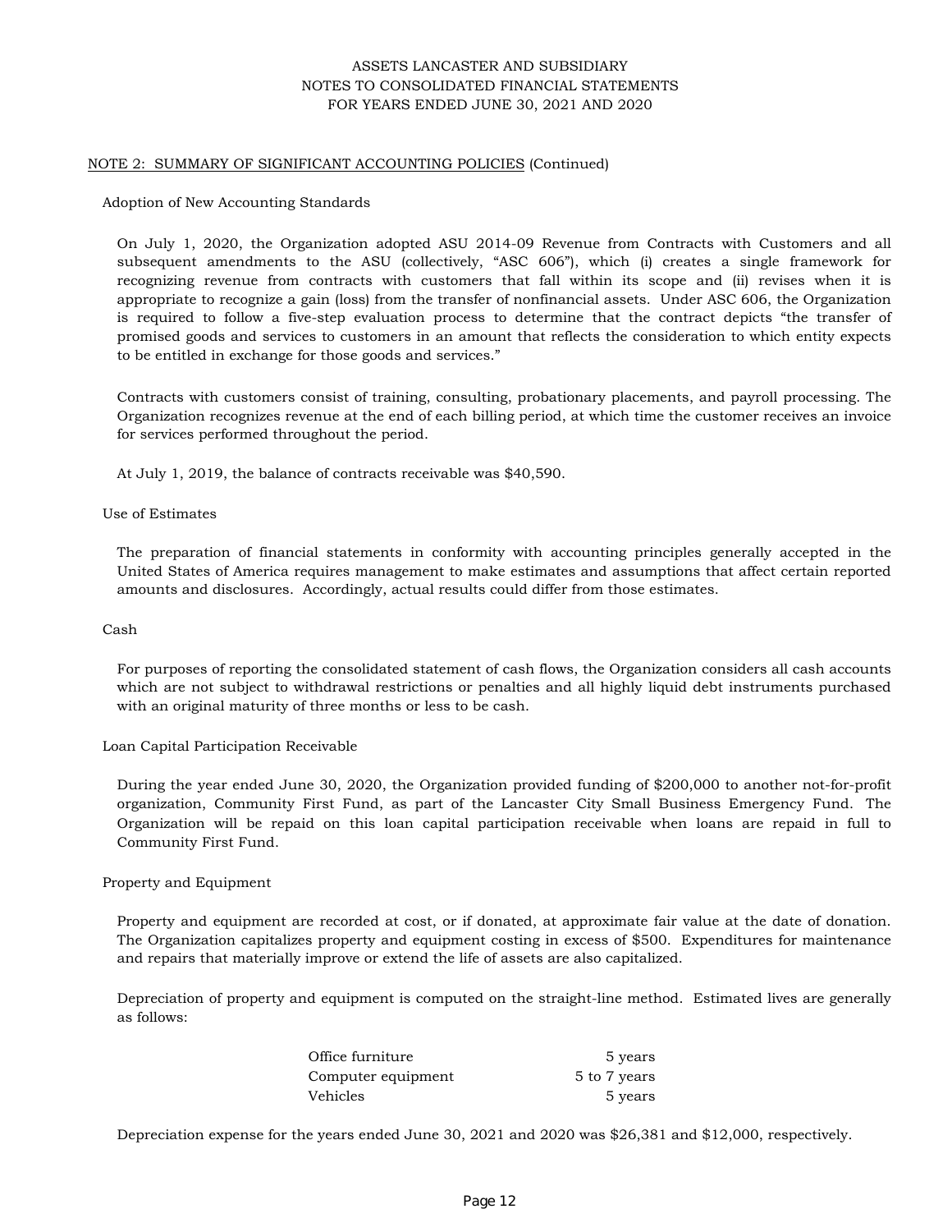## NOTE 2: SUMMARY OF SIGNIFICANT ACCOUNTING POLICIES (Continued)

### Adoption of New Accounting Standards

On July 1, 2020, the Organization adopted ASU 2014-09 Revenue from Contracts with Customers and all subsequent amendments to the ASU (collectively, "ASC 606"), which (i) creates a single framework for recognizing revenue from contracts with customers that fall within its scope and (ii) revises when it is appropriate to recognize a gain (loss) from the transfer of nonfinancial assets. Under ASC 606, the Organization is required to follow a five-step evaluation process to determine that the contract depicts "the transfer of promised goods and services to customers in an amount that reflects the consideration to which entity expects to be entitled in exchange for those goods and services."

Contracts with customers consist of training, consulting, probationary placements, and payroll processing. The Organization recognizes revenue at the end of each billing period, at which time the customer receives an invoice for services performed throughout the period.

At July 1, 2019, the balance of contracts receivable was $40,590.

### Use of Estimates

The preparation of financial statements in conformity with accounting principles generally accepted in the United States of America requires management to make estimates and assumptions that affect certain reported amounts and disclosures. Accordingly, actual results could differ from those estimates.

### Cash

For purposes of reporting the consolidated statement of cash flows, the Organization considers all cash accounts which are not subject to withdrawal restrictions or penalties and all highly liquid debt instruments purchased with an original maturity of three months or less to be cash.

### Loan Capital Participation Receivable

During the year ended June 30, 2020, the Organization provided funding of $200,000 to another not-for-profit organization, Community First Fund, as part of the Lancaster City Small Business Emergency Fund. The Organization will be repaid on this loan capital participation receivable when loans are repaid in full to Community First Fund.

### Property and Equipment

Property and equipment are recorded at cost, or if donated, at approximate fair value at the date of donation. The Organization capitalizes property and equipment costing in excess of $500. Expenditures for maintenance and repairs that materially improve or extend the life of assets are also capitalized.

Depreciation of property and equipment is computed on the straight-line method. Estimated lives are generally as follows:

| | |
|---|---|
| Office furniture | 5 years |
| Computer equipment | 5 to 7 years |
| Vehicles | 5 years |

Depreciation expense for the years ended June 30, 2021 and 2020 was $26,381 and $12,000, respectively.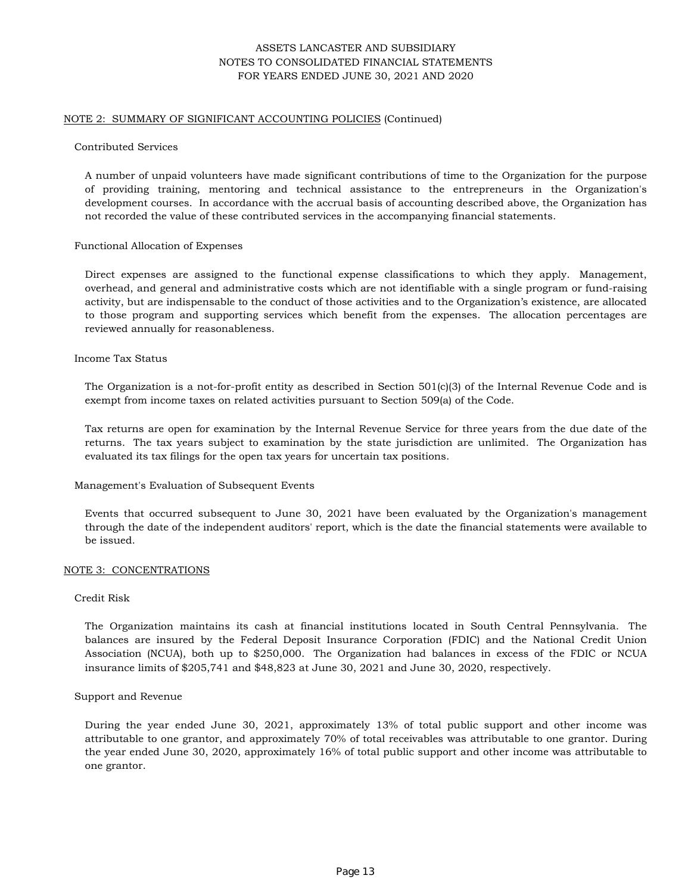## NOTE 2: SUMMARY OF SIGNIFICANT ACCOUNTING POLICIES (Continued)

### Contributed Services

A number of unpaid volunteers have made significant contributions of time to the Organization for the purpose of providing training, mentoring and technical assistance to the entrepreneurs in the Organization's development courses. In accordance with the accrual basis of accounting described above, the Organization has not recorded the value of these contributed services in the accompanying financial statements.

### Functional Allocation of Expenses

Direct expenses are assigned to the functional expense classifications to which they apply. Management, overhead, and general and administrative costs which are not identifiable with a single program or fund-raising activity, but are indispensable to the conduct of those activities and to the Organization's existence, are allocated to those program and supporting services which benefit from the expenses. The allocation percentages are reviewed annually for reasonableness.

### Income Tax Status

The Organization is a not-for-profit entity as described in Section 501(c)(3) of the Internal Revenue Code and is exempt from income taxes on related activities pursuant to Section 509(a) of the Code.

Tax returns are open for examination by the Internal Revenue Service for three years from the due date of the returns. The tax years subject to examination by the state jurisdiction are unlimited. The Organization has evaluated its tax filings for the open tax years for uncertain tax positions.

### Management's Evaluation of Subsequent Events

Events that occurred subsequent to June 30, 2021 have been evaluated by the Organization's management through the date of the independent auditors' report, which is the date the financial statements were available to be issued.

## NOTE 3: CONCENTRATIONS

### Credit Risk

The Organization maintains its cash at financial institutions located in South Central Pennsylvania. The balances are insured by the Federal Deposit Insurance Corporation (FDIC) and the National Credit Union Association (NCUA), both up to $250,000. The Organization had balances in excess of the FDIC or NCUA insurance limits of $205,741 and $48,823 at June 30, 2021 and June 30, 2020, respectively.

### Support and Revenue

During the year ended June 30, 2021, approximately 13% of total public support and other income was attributable to one grantor, and approximately 70% of total receivables was attributable to one grantor. During the year ended June 30, 2020, approximately 16% of total public support and other income was attributable to one grantor.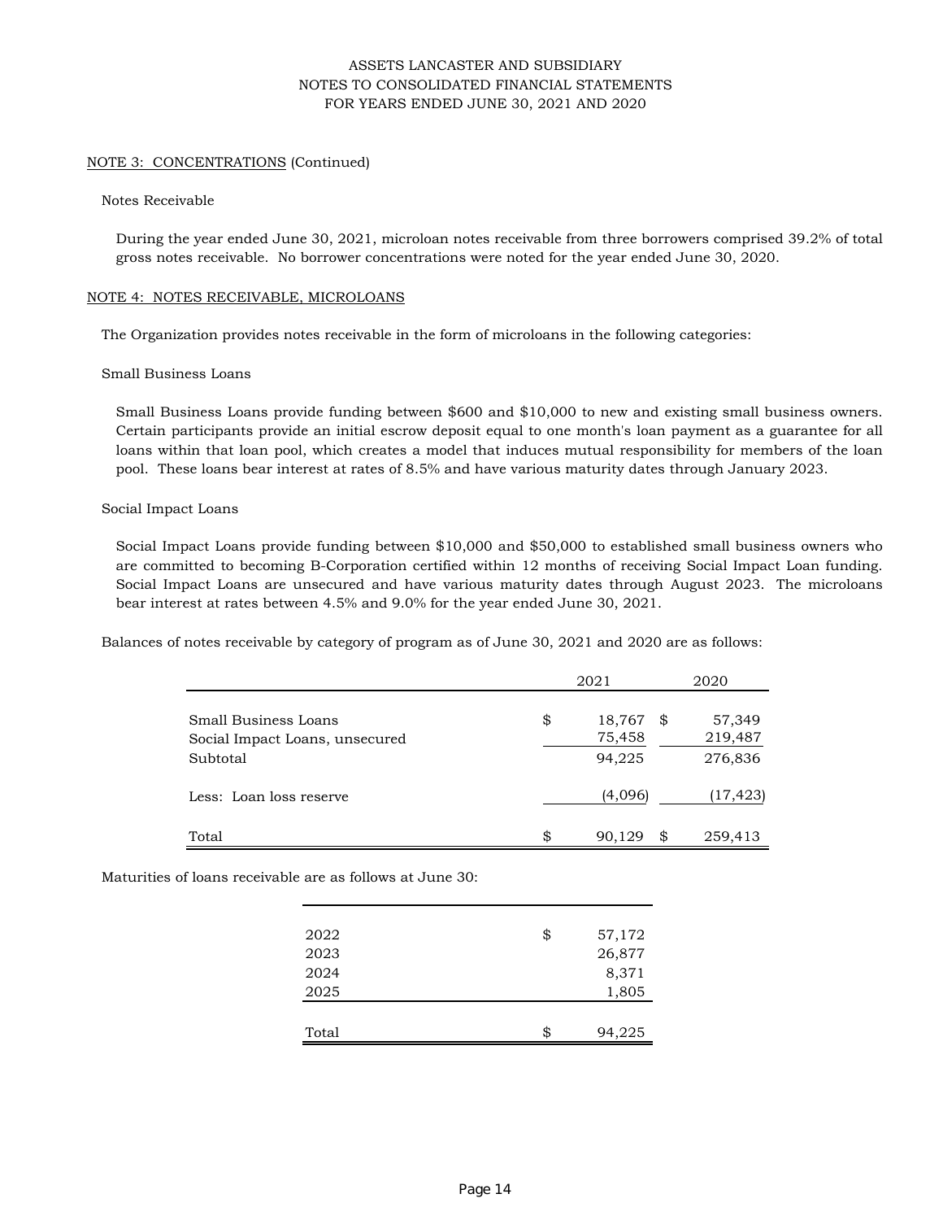NOTE 3: CONCENTRATIONS (Continued)

Notes Receivable

During the year ended June 30, 2021, microloan notes receivable from three borrowers comprised 39.2% of total gross notes receivable. No borrower concentrations were noted for the year ended June 30, 2020.

NOTE 4: NOTES RECEIVABLE, MICROLOANS

The Organization provides notes receivable in the form of microloans in the following categories:

Small Business Loans

Small Business Loans provide funding between $600 and $10,000 to new and existing small business owners. Certain participants provide an initial escrow deposit equal to one month's loan payment as a guarantee for all loans within that loan pool, which creates a model that induces mutual responsibility for members of the loan pool. These loans bear interest at rates of 8.5% and have various maturity dates through January 2023.

Social Impact Loans

Social Impact Loans provide funding between $10,000 and $50,000 to established small business owners who are committed to becoming B-Corporation certified within 12 months of receiving Social Impact Loan funding. Social Impact Loans are unsecured and have various maturity dates through August 2023. The microloans bear interest at rates between 4.5% and 9.0% for the year ended June 30, 2021.

Balances of notes receivable by category of program as of June 30, 2021 and 2020 are as follows:

| | 2021 | 2020 |
|---|---|---|
| Small Business Loans | $ 18,767 | $ 57,349 |
| Social Impact Loans, unsecured | 75,458 | 219,487 |
| Subtotal | 94,225 | 276,836 |
| Less: Loan loss reserve | (4,096) | (17,423) |
| Total | $ 90,129 | $ 259,413 |

Maturities of loans receivable are as follows at June 30:

| | |
|---|---|
| 2022 | $ 57,172 |
| 2023 | 26,877 |
| 2024 | 8,371 |
| 2025 | 1,805 |
| Total | $ 94,225 |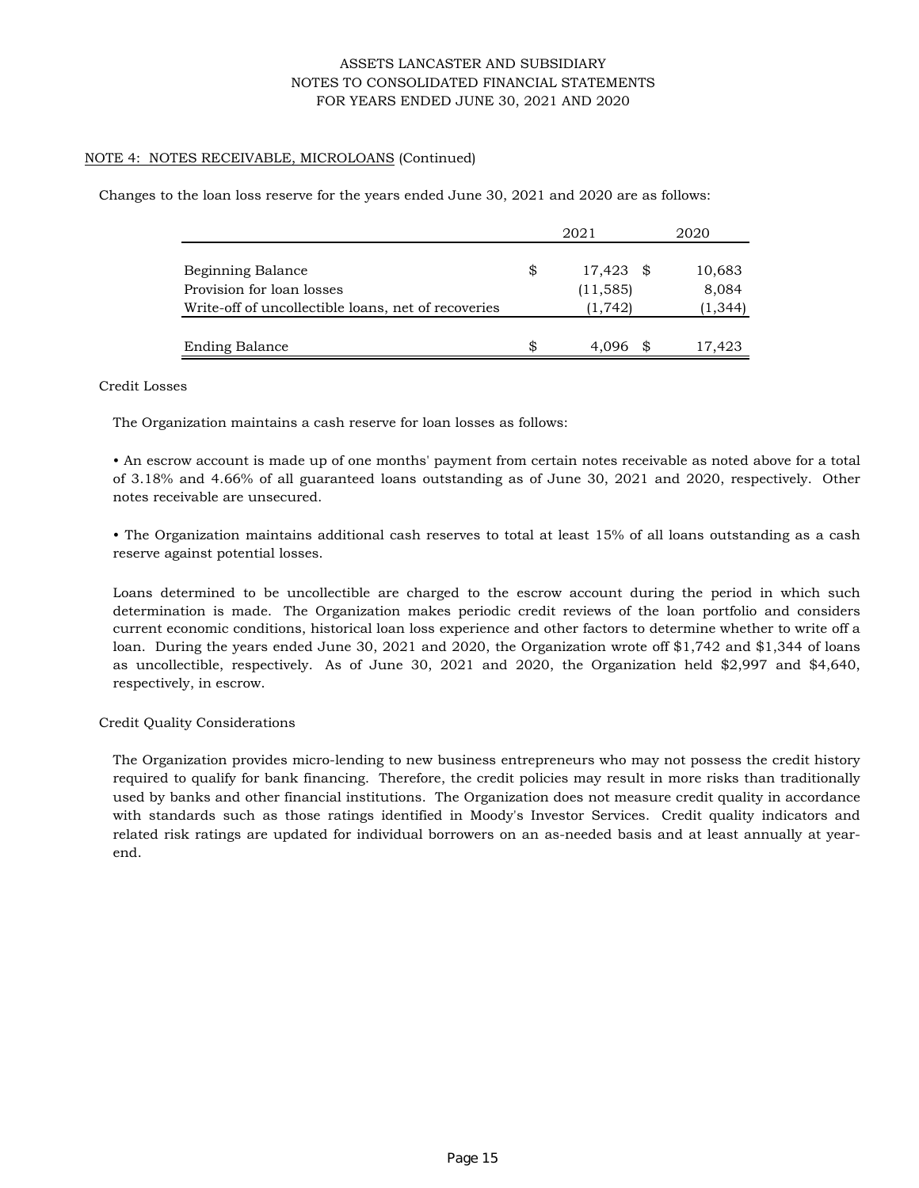ASSETS LANCASTER AND SUBSIDIARY
NOTES TO CONSOLIDATED FINANCIAL STATEMENTS
FOR YEARS ENDED JUNE 30, 2021 AND 2020

## NOTE 4: NOTES RECEIVABLE, MICROLOANS (Continued)

Changes to the loan loss reserve for the years ended June 30, 2021 and 2020 are as follows:

| | 2021 | 2020 |
|---|---|---|
| Beginning Balance | $ 17,423 | $ 10,683 |
| Provision for loan losses | (11,585) | 8,084 |
| Write-off of uncollectible loans, net of recoveries | (1,742) | (1,344) |
| Ending Balance | $ 4,096 | $ 17,423 |

### Credit Losses

The Organization maintains a cash reserve for loan losses as follows:

- An escrow account is made up of one months' payment from certain notes receivable as noted above for a total of 3.18% and 4.66% of all guaranteed loans outstanding as of June 30, 2021 and 2020, respectively. Other notes receivable are unsecured.

- The Organization maintains additional cash reserves to total at least 15% of all loans outstanding as a cash reserve against potential losses.

Loans determined to be uncollectible are charged to the escrow account during the period in which such determination is made. The Organization makes periodic credit reviews of the loan portfolio and considers current economic conditions, historical loan loss experience and other factors to determine whether to write off a loan. During the years ended June 30, 2021 and 2020, the Organization wrote off $1,742 and $1,344 of loans as uncollectible, respectively. As of June 30, 2021 and 2020, the Organization held $2,997 and $4,640, respectively, in escrow.

### Credit Quality Considerations

The Organization provides micro-lending to new business entrepreneurs who may not possess the credit history required to qualify for bank financing. Therefore, the credit policies may result in more risks than traditionally used by banks and other financial institutions. The Organization does not measure credit quality in accordance with standards such as those ratings identified in Moody's Investor Services. Credit quality indicators and related risk ratings are updated for individual borrowers on an as-needed basis and at least annually at year-end.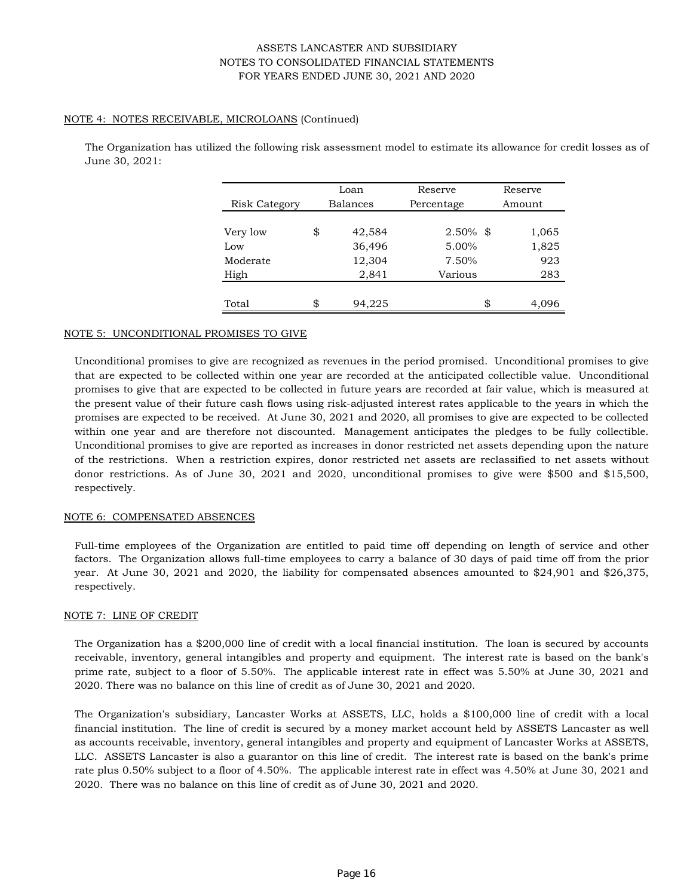ASSETS LANCASTER AND SUBSIDIARY
NOTES TO CONSOLIDATED FINANCIAL STATEMENTS
FOR YEARS ENDED JUNE 30, 2021 AND 2020

NOTE 4: NOTES RECEIVABLE, MICROLOANS (Continued)

The Organization has utilized the following risk assessment model to estimate its allowance for credit losses as of June 30, 2021:

| Risk Category | Loan Balances | Reserve Percentage | Reserve Amount |
|---|---|---|---|
| Very low | $ 42,584 | 2.50% | $ 1,065 |
| Low | 36,496 | 5.00% | 1,825 |
| Moderate | 12,304 | 7.50% | 923 |
| High | 2,841 | Various | 283 |
| Total | $ 94,225 | | $ 4,096 |

NOTE 5: UNCONDITIONAL PROMISES TO GIVE

Unconditional promises to give are recognized as revenues in the period promised. Unconditional promises to give that are expected to be collected within one year are recorded at the anticipated collectible value. Unconditional promises to give that are expected to be collected in future years are recorded at fair value, which is measured at the present value of their future cash flows using risk-adjusted interest rates applicable to the years in which the promises are expected to be received. At June 30, 2021 and 2020, all promises to give are expected to be collected within one year and are therefore not discounted. Management anticipates the pledges to be fully collectible. Unconditional promises to give are reported as increases in donor restricted net assets depending upon the nature of the restrictions. When a restriction expires, donor restricted net assets are reclassified to net assets without donor restrictions. As of June 30, 2021 and 2020, unconditional promises to give were $500 and $15,500, respectively.

NOTE 6: COMPENSATED ABSENCES

Full-time employees of the Organization are entitled to paid time off depending on length of service and other factors. The Organization allows full-time employees to carry a balance of 30 days of paid time off from the prior year. At June 30, 2021 and 2020, the liability for compensated absences amounted to $24,901 and $26,375, respectively.

NOTE 7: LINE OF CREDIT

The Organization has a $200,000 line of credit with a local financial institution. The loan is secured by accounts receivable, inventory, general intangibles and property and equipment. The interest rate is based on the bank's prime rate, subject to a floor of 5.50%. The applicable interest rate in effect was 5.50% at June 30, 2021 and 2020. There was no balance on this line of credit as of June 30, 2021 and 2020.

The Organization's subsidiary, Lancaster Works at ASSETS, LLC, holds a $100,000 line of credit with a local financial institution. The line of credit is secured by a money market account held by ASSETS Lancaster as well as accounts receivable, inventory, general intangibles and property and equipment of Lancaster Works at ASSETS, LLC. ASSETS Lancaster is also a guarantor on this line of credit. The interest rate is based on the bank's prime rate plus 0.50% subject to a floor of 4.50%. The applicable interest rate in effect was 4.50% at June 30, 2021 and 2020. There was no balance on this line of credit as of June 30, 2021 and 2020.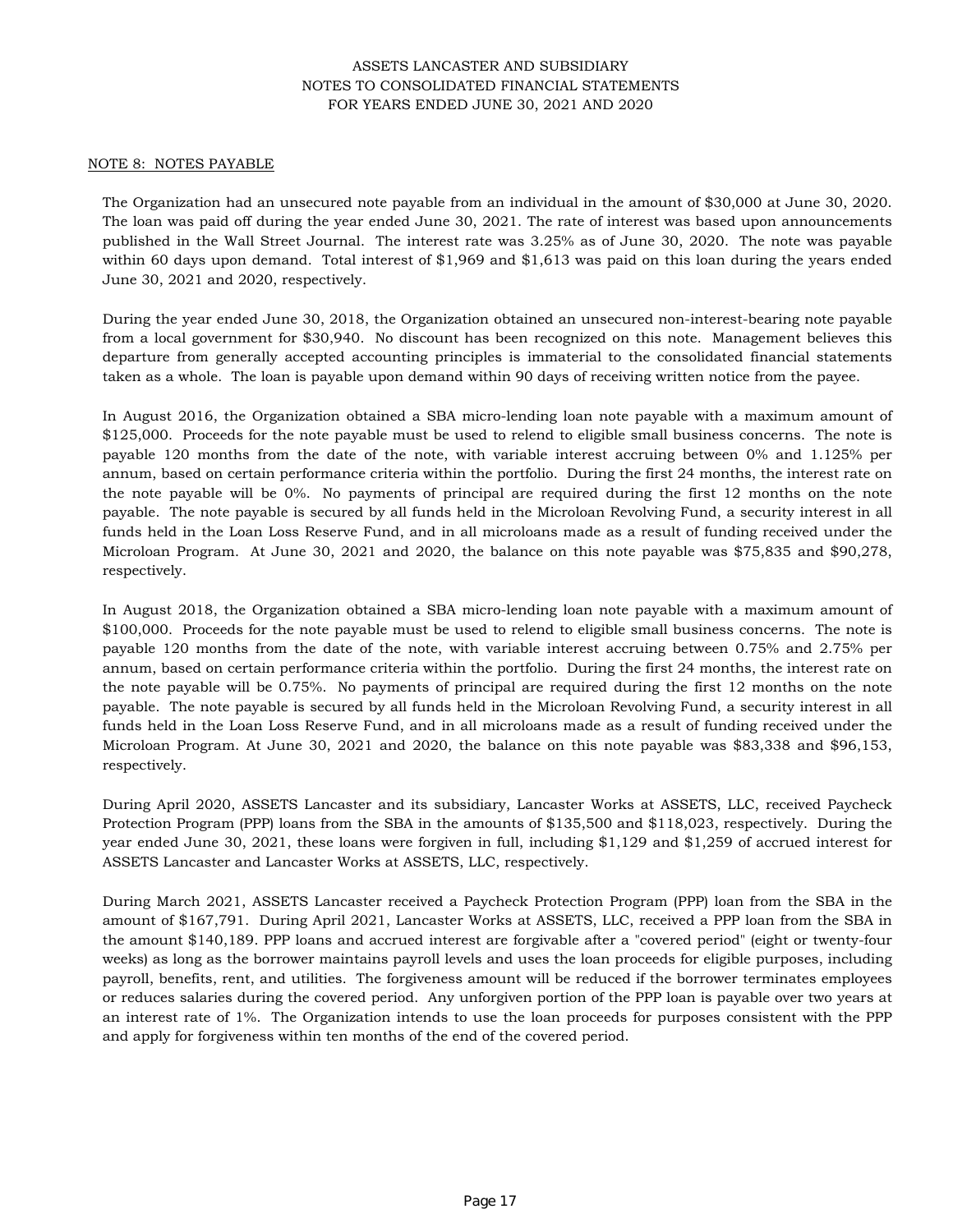## NOTE 8: NOTES PAYABLE

The Organization had an unsecured note payable from an individual in the amount of $30,000 at June 30, 2020. The loan was paid off during the year ended June 30, 2021. The rate of interest was based upon announcements published in the Wall Street Journal. The interest rate was 3.25% as of June 30, 2020. The note was payable within 60 days upon demand. Total interest of $1,969 and $1,613 was paid on this loan during the years ended June 30, 2021 and 2020, respectively.

During the year ended June 30, 2018, the Organization obtained an unsecured non-interest-bearing note payable from a local government for $30,940. No discount has been recognized on this note. Management believes this departure from generally accepted accounting principles is immaterial to the consolidated financial statements taken as a whole. The loan is payable upon demand within 90 days of receiving written notice from the payee.

In August 2016, the Organization obtained a SBA micro-lending loan note payable with a maximum amount of $125,000. Proceeds for the note payable must be used to relend to eligible small business concerns. The note is payable 120 months from the date of the note, with variable interest accruing between 0% and 1.125% per annum, based on certain performance criteria within the portfolio. During the first 24 months, the interest rate on the note payable will be 0%. No payments of principal are required during the first 12 months on the note payable. The note payable is secured by all funds held in the Microloan Revolving Fund, a security interest in all funds held in the Loan Loss Reserve Fund, and in all microloans made as a result of funding received under the Microloan Program. At June 30, 2021 and 2020, the balance on this note payable was $75,835 and $90,278, respectively.

In August 2018, the Organization obtained a SBA micro-lending loan note payable with a maximum amount of $100,000. Proceeds for the note payable must be used to relend to eligible small business concerns. The note is payable 120 months from the date of the note, with variable interest accruing between 0.75% and 2.75% per annum, based on certain performance criteria within the portfolio. During the first 24 months, the interest rate on the note payable will be 0.75%. No payments of principal are required during the first 12 months on the note payable. The note payable is secured by all funds held in the Microloan Revolving Fund, a security interest in all funds held in the Loan Loss Reserve Fund, and in all microloans made as a result of funding received under the Microloan Program. At June 30, 2021 and 2020, the balance on this note payable was $83,338 and $96,153, respectively.

During April 2020, ASSETS Lancaster and its subsidiary, Lancaster Works at ASSETS, LLC, received Paycheck Protection Program (PPP) loans from the SBA in the amounts of $135,500 and $118,023, respectively. During the year ended June 30, 2021, these loans were forgiven in full, including $1,129 and $1,259 of accrued interest for ASSETS Lancaster and Lancaster Works at ASSETS, LLC, respectively.

During March 2021, ASSETS Lancaster received a Paycheck Protection Program (PPP) loan from the SBA in the amount of $167,791. During April 2021, Lancaster Works at ASSETS, LLC, received a PPP loan from the SBA in the amount $140,189. PPP loans and accrued interest are forgivable after a "covered period" (eight or twenty-four weeks) as long as the borrower maintains payroll levels and uses the loan proceeds for eligible purposes, including payroll, benefits, rent, and utilities. The forgiveness amount will be reduced if the borrower terminates employees or reduces salaries during the covered period. Any unforgiven portion of the PPP loan is payable over two years at an interest rate of 1%. The Organization intends to use the loan proceeds for purposes consistent with the PPP and apply for forgiveness within ten months of the end of the covered period.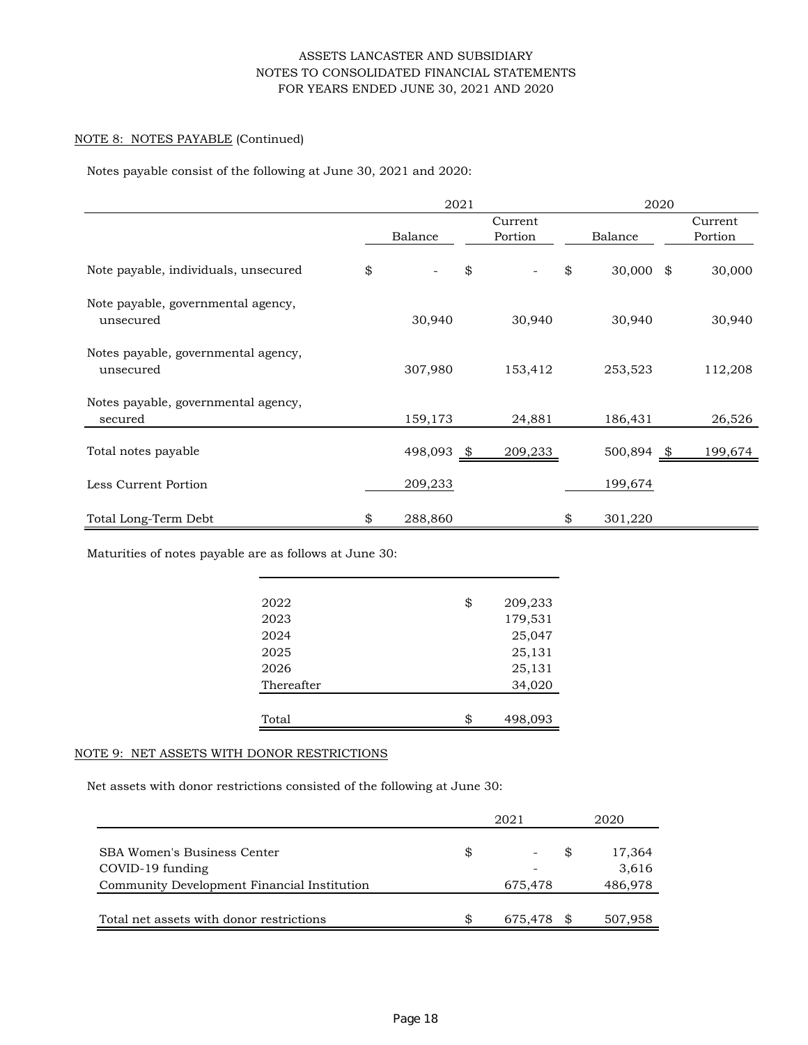ASSETS LANCASTER AND SUBSIDIARY
NOTES TO CONSOLIDATED FINANCIAL STATEMENTS
FOR YEARS ENDED JUNE 30, 2021 AND 2020

NOTE 8: NOTES PAYABLE (Continued)

Notes payable consist of the following at June 30, 2021 and 2020:

| | 2021 | | 2020 | |
|---|---|---|---|---|
| | Balance | Current Portion | Balance | Current Portion |
| Note payable, individuals, unsecured | $ - | $ - | $ 30,000 | $ 30,000 |
| Note payable, governmental agency, unsecured | 30,940 | 30,940 | 30,940 | 30,940 |
| Notes payable, governmental agency, unsecured | 307,980 | 153,412 | 253,523 | 112,208 |
| Notes payable, governmental agency, secured | 159,173 | 24,881 | 186,431 | 26,526 |
| Total notes payable | 498,093 | $ 209,233 | 500,894 | $ 199,674 |
| Less Current Portion | 209,233 | | 199,674 | |
| Total Long-Term Debt | $ 288,860 | | $ 301,220 | |

Maturities of notes payable are as follows at June 30:

| | |
|---|---|
| 2022 | $ 209,233 |
| 2023 | 179,531 |
| 2024 | 25,047 |
| 2025 | 25,131 |
| 2026 | 25,131 |
| Thereafter | 34,020 |
| Total | $ 498,093 |

NOTE 9: NET ASSETS WITH DONOR RESTRICTIONS

Net assets with donor restrictions consisted of the following at June 30:

| | 2021 | 2020 |
|---|---|---|
| SBA Women's Business Center | $ - | $ 17,364 |
| COVID-19 funding | - | 3,616 |
| Community Development Financial Institution | 675,478 | 486,978 |
| Total net assets with donor restrictions | $ 675,478 | $ 507,958 |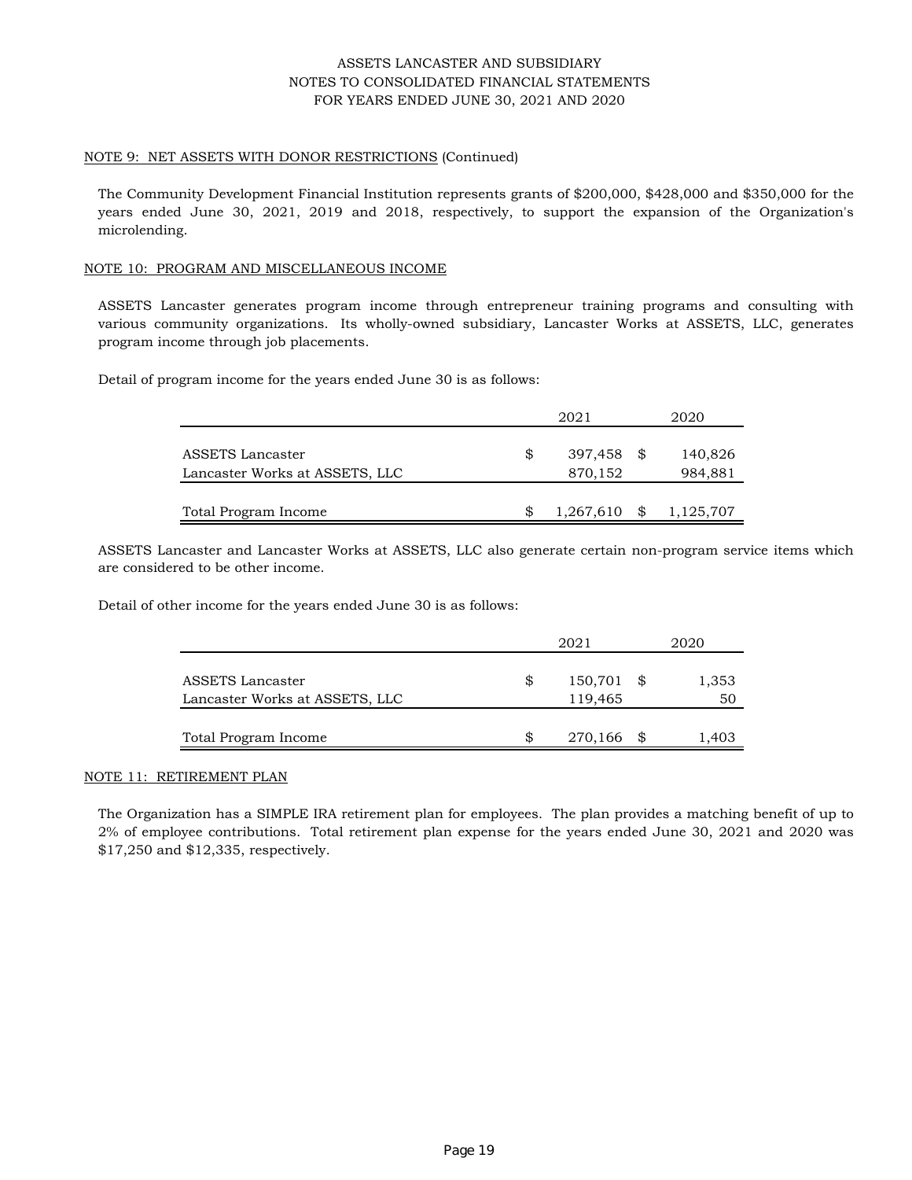NOTE 9: NET ASSETS WITH DONOR RESTRICTIONS (Continued)

The Community Development Financial Institution represents grants of $200,000, $428,000 and $350,000 for the years ended June 30, 2021, 2019 and 2018, respectively, to support the expansion of the Organization's microlending.

NOTE 10: PROGRAM AND MISCELLANEOUS INCOME

ASSETS Lancaster generates program income through entrepreneur training programs and consulting with various community organizations. Its wholly-owned subsidiary, Lancaster Works at ASSETS, LLC, generates program income through job placements.

Detail of program income for the years ended June 30 is as follows:

| | 2021 | 2020 |
|---|---|---|
| ASSETS Lancaster | $ 397,458 | $ 140,826 |
| Lancaster Works at ASSETS, LLC | 870,152 | 984,881 |
| Total Program Income | $ 1,267,610 | $ 1,125,707 |

ASSETS Lancaster and Lancaster Works at ASSETS, LLC also generate certain non-program service items which are considered to be other income.

Detail of other income for the years ended June 30 is as follows:

| | 2021 | 2020 |
|---|---|---|
| ASSETS Lancaster | $ 150,701 | $ 1,353 |
| Lancaster Works at ASSETS, LLC | 119,465 | 50 |
| Total Program Income | $ 270,166 | $ 1,403 |

NOTE 11: RETIREMENT PLAN

The Organization has a SIMPLE IRA retirement plan for employees. The plan provides a matching benefit of up to 2% of employee contributions. Total retirement plan expense for the years ended June 30, 2021 and 2020 was $17,250 and $12,335, respectively.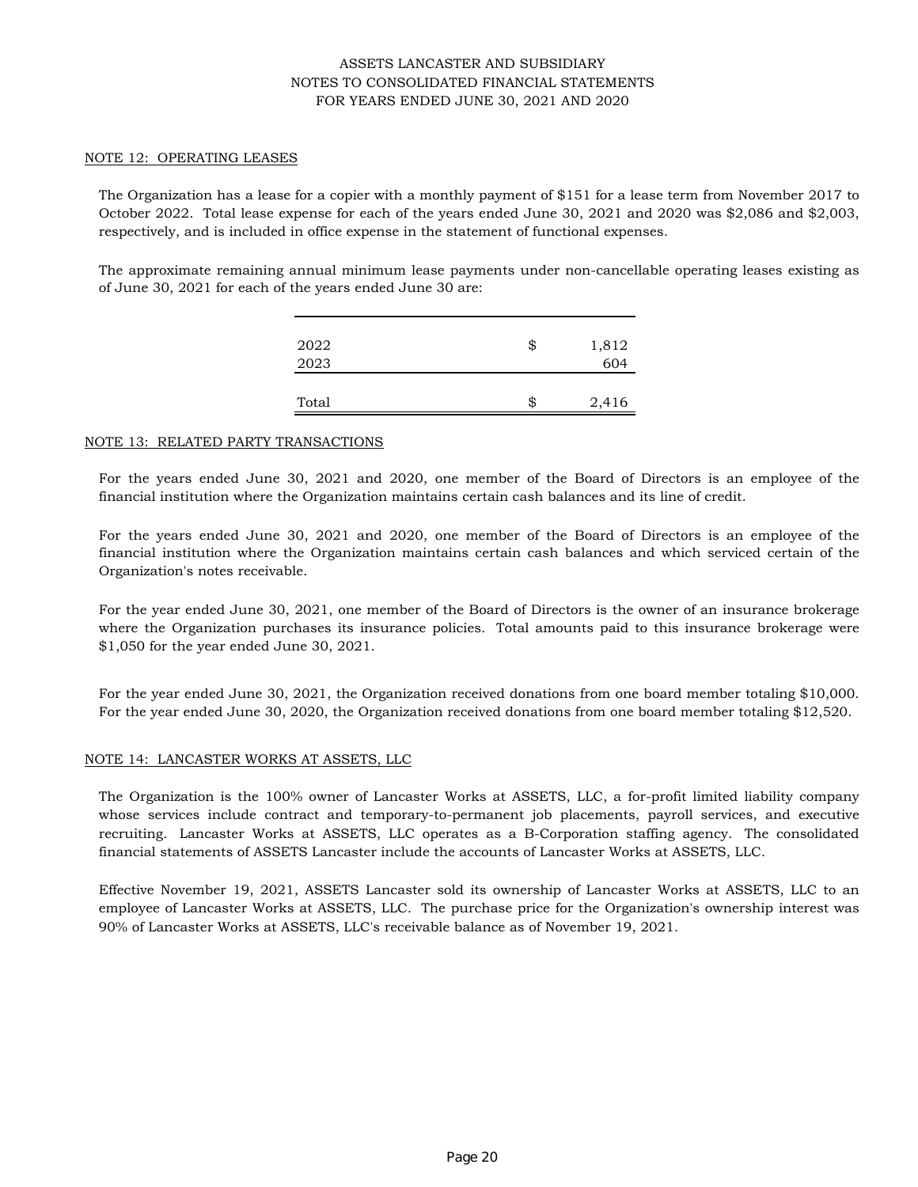## NOTE 12: OPERATING LEASES

The Organization has a lease for a copier with a monthly payment of $151 for a lease term from November 2017 to October 2022. Total lease expense for each of the years ended June 30, 2021 and 2020 was $2,086 and $2,003, respectively, and is included in office expense in the statement of functional expenses.

The approximate remaining annual minimum lease payments under non-cancellable operating leases existing as of June 30, 2021 for each of the years ended June 30 are:

| | | |
|---|---|---|
| 2022 | $ | 1,812 |
| 2023 | | 604 |
| Total | $ | 2,416 |

## NOTE 13: RELATED PARTY TRANSACTIONS

For the years ended June 30, 2021 and 2020, one member of the Board of Directors is an employee of the financial institution where the Organization maintains certain cash balances and its line of credit.

For the years ended June 30, 2021 and 2020, one member of the Board of Directors is an employee of the financial institution where the Organization maintains certain cash balances and which serviced certain of the Organization's notes receivable.

For the year ended June 30, 2021, one member of the Board of Directors is the owner of an insurance brokerage where the Organization purchases its insurance policies. Total amounts paid to this insurance brokerage were $1,050 for the year ended June 30, 2021.

For the year ended June 30, 2021, the Organization received donations from one board member totaling $10,000. For the year ended June 30, 2020, the Organization received donations from one board member totaling $12,520.

## NOTE 14: LANCASTER WORKS AT ASSETS, LLC

The Organization is the 100% owner of Lancaster Works at ASSETS, LLC, a for-profit limited liability company whose services include contract and temporary-to-permanent job placements, payroll services, and executive recruiting. Lancaster Works at ASSETS, LLC operates as a B-Corporation staffing agency. The consolidated financial statements of ASSETS Lancaster include the accounts of Lancaster Works at ASSETS, LLC.

Effective November 19, 2021, ASSETS Lancaster sold its ownership of Lancaster Works at ASSETS, LLC to an employee of Lancaster Works at ASSETS, LLC. The purchase price for the Organization's ownership interest was 90% of Lancaster Works at ASSETS, LLC's receivable balance as of November 19, 2021.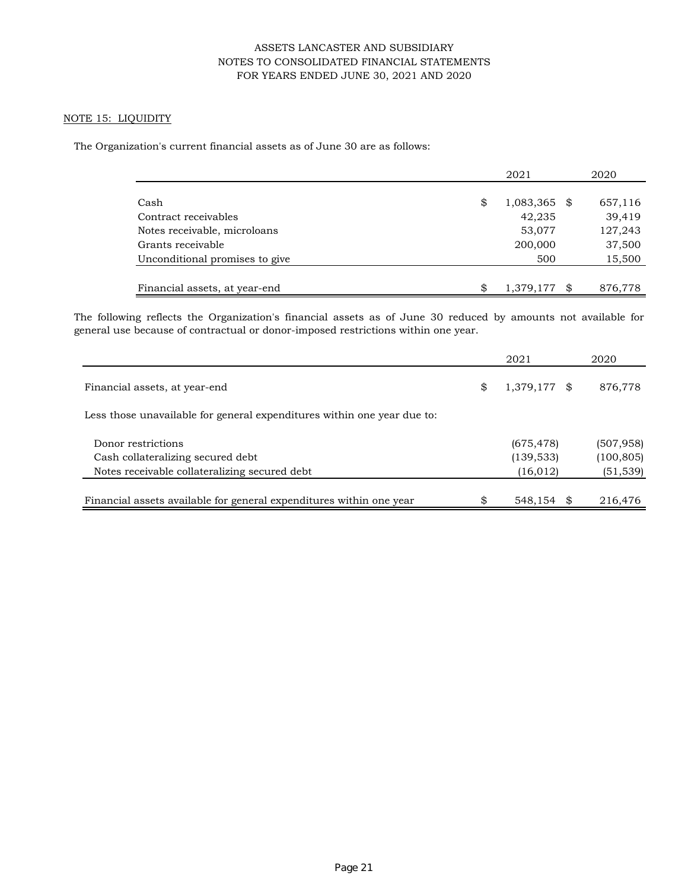ASSETS LANCASTER AND SUBSIDIARY
NOTES TO CONSOLIDATED FINANCIAL STATEMENTS
FOR YEARS ENDED JUNE 30, 2021 AND 2020

## NOTE 15: LIQUIDITY

The Organization's current financial assets as of June 30 are as follows:

| | 2021 | 2020 |
|---|---|---|
| Cash | $ 1,083,365 | $ 657,116 |
| Contract receivables | 42,235 | 39,419 |
| Notes receivable, microloans | 53,077 | 127,243 |
| Grants receivable | 200,000 | 37,500 |
| Unconditional promises to give | 500 | 15,500 |
| Financial assets, at year-end | $ 1,379,177 | $ 876,778 |

The following reflects the Organization's financial assets as of June 30 reduced by amounts not available for general use because of contractual or donor-imposed restrictions within one year.

| | 2021 | 2020 |
|---|---|---|
| Financial assets, at year-end | $ 1,379,177 | $ 876,778 |
| Less those unavailable for general expenditures within one year due to: | | |
| Donor restrictions | (675,478) | (507,958) |
| Cash collateralizing secured debt | (139,533) | (100,805) |
| Notes receivable collateralizing secured debt | (16,012) | (51,539) |
| Financial assets available for general expenditures within one year | $ 548,154 | $ 216,476 |